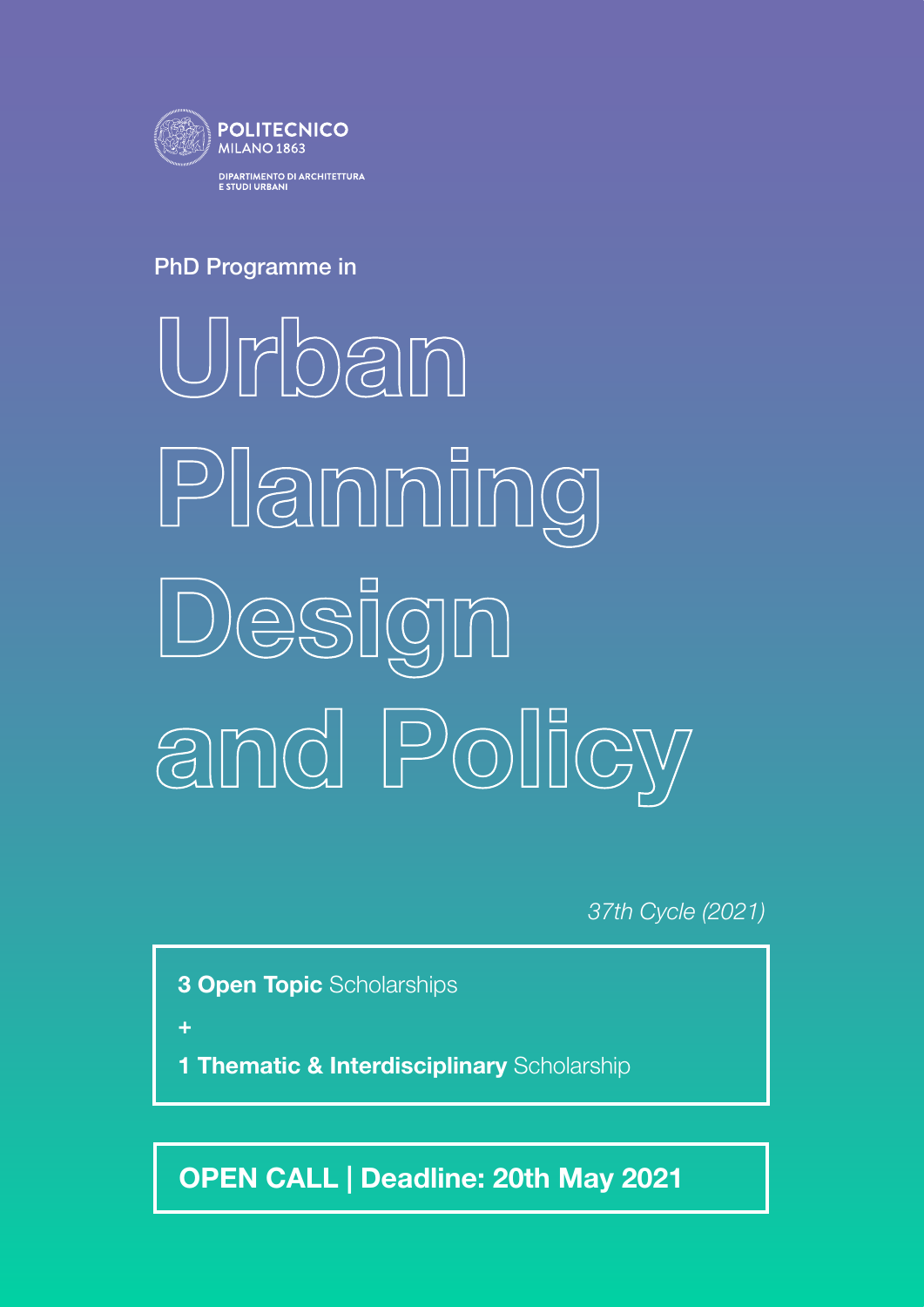POLITECNICO
MILANO 1863

DIPARTIMENTO DI ARCHITETTURA
E STUDI URBANI

PhD Programme in

# Urban Planning Design and Policy

*37th Cycle (2021)*

**3 Open Topic** Scholarships

+

**1 Thematic & Interdisciplinary** Scholarship

**OPEN CALL | Deadline: 20th May 2021**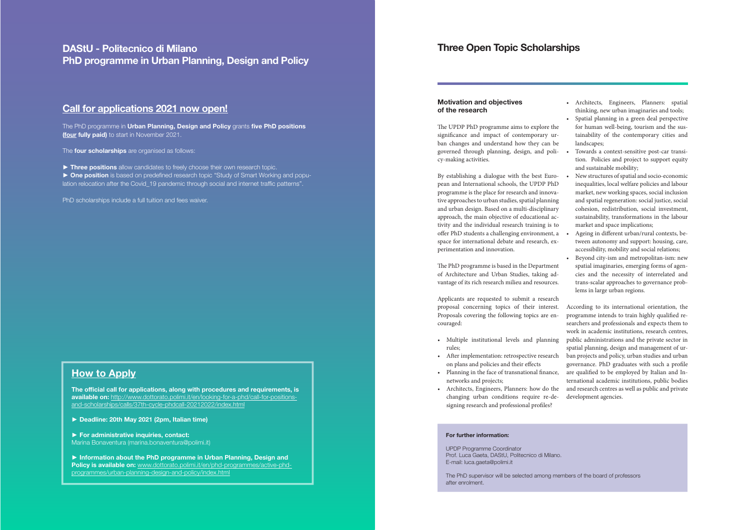## DAStU - Politecnico di Milano
## PhD programme in Urban Planning, Design and Policy

### Call for applications 2021 now open!

The PhD programme in **Urban Planning, Design and Policy** grants **five PhD positions (four fully paid)** to start in November 2021.

The **four scholarships** are organised as follows:

► **Three positions** allow candidates to freely choose their own research topic.
► **One position** is based on predefined research topic "Study of Smart Working and population relocation after the Covid_19 pandemic through social and internet traffic patterns".

PhD scholarships include a full tuition and fees waiver.

### How to Apply

**The official call for applications, along with procedures and requirements, is available on:** http://www.dottorato.polimi.it/en/looking-for-a-phd/call-for-positions-and-scholarships/calls/37th-cycle-phdcall-20212022/index.html

► **Deadline: 20th May 2021 (2pm, Italian time)**

► **For administrative inquiries, contact:**
Marina Bonaventura (marina.bonaventura@polimi.it)

► **Information about the PhD programme in Urban Planning, Design and Policy is available on:** www.dottorato.polimi.it/en/phd-programmes/active-phd-programmes/urban-planning-design-and-policy/index.html

## Three Open Topic Scholarships

### Motivation and objectives of the research

The UPDP PhD programme aims to explore the significance and impact of contemporary urban changes and understand how they can be governed through planning, design, and policy-making activities.

By establishing a dialogue with the best European and International schools, the UPDP PhD programme is the place for research and innovative approaches to urban studies, spatial planning and urban design. Based on a multi-disciplinary approach, the main objective of educational activity and the individual research training is to offer PhD students a challenging environment, a space for international debate and research, experimentation and innovation.

The PhD programme is based in the Department of Architecture and Urban Studies, taking advantage of its rich research milieu and resources.

Applicants are requested to submit a research proposal concerning topics of their interest. Proposals covering the following topics are encouraged:

- Multiple institutional levels and planning rules;
- After implementation: retrospective research on plans and policies and their effects
- Planning in the face of transnational finance, networks and projects;
- Architects, Engineers, Planners: how do the changing urban conditions require re-designing research and professional profiles?
- Architects, Engineers, Planners: spatial thinking, new urban imaginaries and tools;
- Spatial planning in a green deal perspective for human well-being, tourism and the sustainability of the contemporary cities and landscapes;
- Towards a context-sensitive post-car transition. Policies and project to support equity and sustainable mobility;
- New structures of spatial and socio-economic inequalities, local welfare policies and labour market, new working spaces, social inclusion and spatial regeneration: social justice, social cohesion, redistribution, social investment, sustainability, transformations in the labour market and space implications;
- Ageing in different urban/rural contexts, between autonomy and support: housing, care, accessibility, mobility and social relations;
- Beyond city-ism and metropolitan-ism: new spatial imaginaries, emerging forms of agencies and the necessity of interrelated and trans-scalar approaches to governance problems in large urban regions.

According to its international orientation, the programme intends to train highly qualified researchers and professionals and expects them to work in academic institutions, research centres, public administrations and the private sector in spatial planning, design and management of urban projects and policy, urban studies and urban governance. PhD graduates with such a profile are qualified to be employed by Italian and International academic institutions, public bodies and research centres as well as public and private development agencies.

**For further information:**

UPDP Programme Coordinator
Prof. Luca Gaeta, DAStU, Politecnico di Milano.
E-mail: luca.gaeta@polimi.it

The PhD supervisor will be selected among members of the board of professors after enrolment.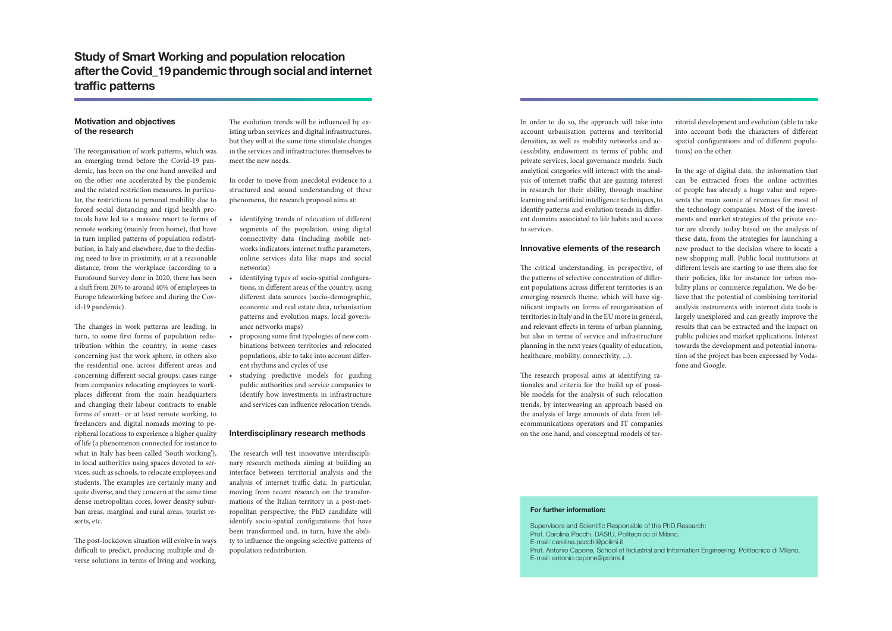# Study of Smart Working and population relocation after the Covid_19 pandemic through social and internet traffic patterns

## Motivation and objectives of the research

The reorganisation of work patterns, which was an emerging trend before the Covid-19 pandemic, has been on the one hand unveiled and on the other one accelerated by the pandemic and the related restriction measures. In particular, the restrictions to personal mobility due to forced social distancing and rigid health protocols have led to a massive resort to forms of remote working (mainly from home), that have in turn implied patterns of population redistribution, in Italy and elsewhere, due to the declining need to live in proximity, or at a reasonable distance, from the workplace (according to a Eurofound Survey done in 2020, there has been a shift from 20% to around 40% of employees in Europe teleworking before and during the Covid-19 pandemic).

The changes in work patterns are leading, in turn, to some first forms of population redistribution within the country, in some cases concerning just the work sphere, in others also the residential one, across different areas and concerning different social groups: cases range from companies relocating employees to workplaces different from the main headquarters and changing their labour contracts to enable forms of smart- or at least remote working, to freelancers and digital nomads moving to peripheral locations to experience a higher quality of life (a phenomenon connected for instance to what in Italy has been called 'South working'), to local authorities using spaces devoted to services, such as schools, to relocate employees and students. The examples are certainly many and quite diverse, and they concern at the same time dense metropolitan cores, lower density suburban areas, marginal and rural areas, tourist resorts, etc.

The post-lockdown situation will evolve in ways difficult to predict, producing multiple and diverse solutions in terms of living and working. The evolution trends will be influenced by existing urban services and digital infrastructures, but they will at the same time stimulate changes in the services and infrastructures themselves to meet the new needs.

In order to move from anecdotal evidence to a structured and sound understanding of these phenomena, the research proposal aims at:

- identifying trends of relocation of different segments of the population, using digital connectivity data (including mobile networks indicators, internet traffic parameters, online services data like maps and social networks)
- identifying types of socio-spatial configurations, in different areas of the country, using different data sources (socio-demographic, economic and real estate data, urbanisation patterns and evolution maps, local governance networks maps)
- proposing some first typologies of new combinations between territories and relocated populations, able to take into account different rhythms and cycles of use
- studying predictive models for guiding public authorities and service companies to identify how investments in infrastructure and services can influence relocation trends.

## Interdisciplinary research methods

The research will test innovative interdisciplinary research methods aiming at building an interface between territorial analysis and the analysis of internet traffic data. In particular, moving from recent research on the transformations of the Italian territory in a post-metropolitan perspective, the PhD candidate will identify socio-spatial configurations that have been transformed and, in turn, have the ability to influence the ongoing selective patterns of population redistribution.

In order to do so, the approach will take into account urbanisation patterns and territorial densities, as well as mobility networks and accessibility, endowment in terms of public and private services, local governance models. Such analytical categories will interact with the analysis of internet traffic that are gaining interest in research for their ability, through machine learning and artificial intelligence techniques, to identify patterns and evolution trends in different domains associated to life habits and access to services.

## Innovative elements of the research

The critical understanding, in perspective, of the patterns of selective concentration of different populations across different territories is an emerging research theme, which will have significant impacts on forms of reorganisation of territories in Italy and in the EU more in general, and relevant effects in terms of urban planning, but also in terms of service and infrastructure planning in the next years (quality of education, healthcare, mobility, connectivity, ...).

The research proposal aims at identifying rationales and criteria for the build up of possible models for the analysis of such relocation trends, by interweaving an approach based on the analysis of large amounts of data from telecommunications operators and IT companies on the one hand, and conceptual models of territorial development and evolution (able to take into account both the characters of different spatial configurations and of different populations) on the other.

In the age of digital data, the information that can be extracted from the online activities of people has already a huge value and represents the main source of revenues for most of the technology companies. Most of the investments and market strategies of the private sector are already today based on the analysis of these data, from the strategies for launching a new product to the decision where to locate a new shopping mall. Public local institutions at different levels are starting to use them also for their policies, like for instance for urban mobility plans or commerce regulation. We do believe that the potential of combining territorial analysis instruments with internet data tools is largely unexplored and can greatly improve the results that can be extracted and the impact on public policies and market applications. Interest towards the development and potential innovation of the project has been expressed by Vodafone and Google.

**For further information:**

Supervisors and Scientific Responsible of the PhD Research:
Prof. Carolina Pacchi, DAStU, Politecnico di Milano.
E-mail: carolina.pacchi@polimi.it
Prof. Antonio Capone, School of Industrial and Information Engineering, Politecnico di Milano.
E-mail: antonio.capone@polimi.it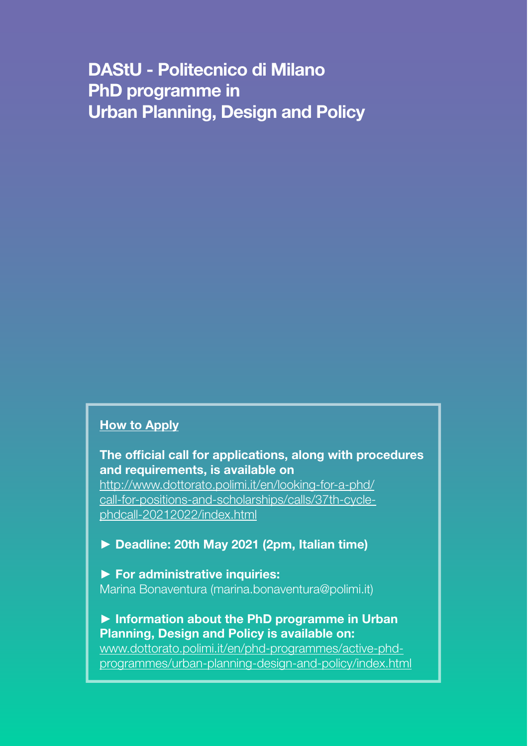# DAStU - Politecnico di Milano
# PhD programme in
# Urban Planning, Design and Policy

## How to Apply

**The official call for applications, along with procedures and requirements, is available on**
http://www.dottorato.polimi.it/en/looking-for-a-phd/call-for-positions-and-scholarships/calls/37th-cycle-phdcall-20212022/index.html

► **Deadline: 20th May 2021 (2pm, Italian time)**

► **For administrative inquiries:**
Marina Bonaventura (marina.bonaventura@polimi.it)

► **Information about the PhD programme in Urban Planning, Design and Policy is available on:**
www.dottorato.polimi.it/en/phd-programmes/active-phd-programmes/urban-planning-design-and-policy/index.html